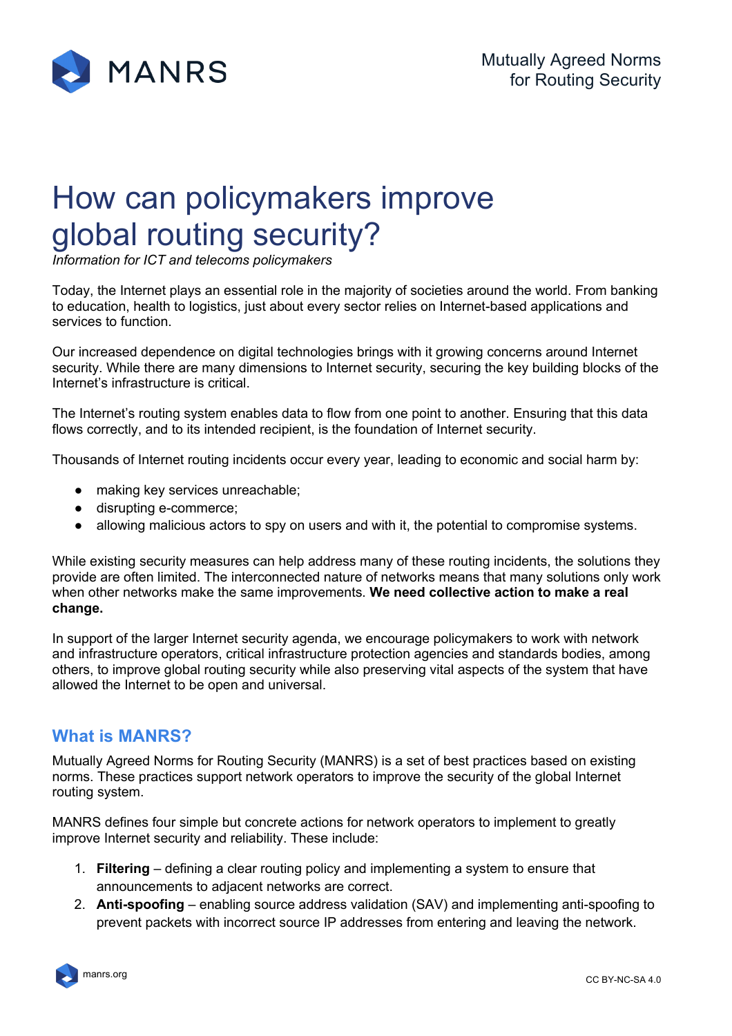MANRS

Mutually Agreed Norms for Routing Security

# How can policymakers improve global routing security?

*Information for ICT and telecoms policymakers*

Today, the Internet plays an essential role in the majority of societies around the world. From banking to education, health to logistics, just about every sector relies on Internet-based applications and services to function.

Our increased dependence on digital technologies brings with it growing concerns around Internet security. While there are many dimensions to Internet security, securing the key building blocks of the Internet's infrastructure is critical.

The Internet's routing system enables data to flow from one point to another. Ensuring that this data flows correctly, and to its intended recipient, is the foundation of Internet security.

Thousands of Internet routing incidents occur every year, leading to economic and social harm by:

- making key services unreachable;
- disrupting e-commerce;
- allowing malicious actors to spy on users and with it, the potential to compromise systems.

While existing security measures can help address many of these routing incidents, the solutions they provide are often limited. The interconnected nature of networks means that many solutions only work when other networks make the same improvements. **We need collective action to make a real change.**

In support of the larger Internet security agenda, we encourage policymakers to work with network and infrastructure operators, critical infrastructure protection agencies and standards bodies, among others, to improve global routing security while also preserving vital aspects of the system that have allowed the Internet to be open and universal.

## What is MANRS?

Mutually Agreed Norms for Routing Security (MANRS) is a set of best practices based on existing norms. These practices support network operators to improve the security of the global Internet routing system.

MANRS defines four simple but concrete actions for network operators to implement to greatly improve Internet security and reliability. These include:

1. **Filtering** – defining a clear routing policy and implementing a system to ensure that announcements to adjacent networks are correct.
2. **Anti-spoofing** – enabling source address validation (SAV) and implementing anti-spoofing to prevent packets with incorrect source IP addresses from entering and leaving the network.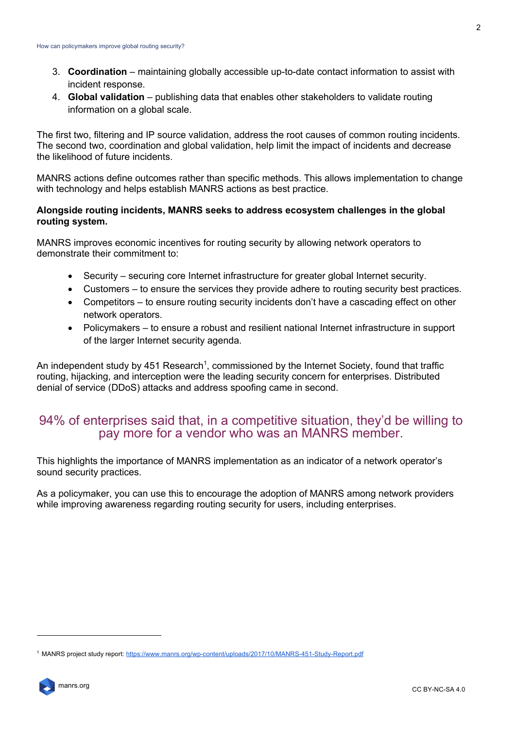3. **Coordination** – maintaining globally accessible up-to-date contact information to assist with incident response.
4. **Global validation** – publishing data that enables other stakeholders to validate routing information on a global scale.

The first two, filtering and IP source validation, address the root causes of common routing incidents. The second two, coordination and global validation, help limit the impact of incidents and decrease the likelihood of future incidents.

MANRS actions define outcomes rather than specific methods. This allows implementation to change with technology and helps establish MANRS actions as best practice.

**Alongside routing incidents, MANRS seeks to address ecosystem challenges in the global routing system.**

MANRS improves economic incentives for routing security by allowing network operators to demonstrate their commitment to:

- Security – securing core Internet infrastructure for greater global Internet security.
- Customers – to ensure the services they provide adhere to routing security best practices.
- Competitors – to ensure routing security incidents don't have a cascading effect on other network operators.
- Policymakers – to ensure a robust and resilient national Internet infrastructure in support of the larger Internet security agenda.

An independent study by 451 Research[1], commissioned by the Internet Society, found that traffic routing, hijacking, and interception were the leading security concern for enterprises. Distributed denial of service (DDoS) attacks and address spoofing came in second.

## 94% of enterprises said that, in a competitive situation, they'd be willing to pay more for a vendor who was an MANRS member.

This highlights the importance of MANRS implementation as an indicator of a network operator's sound security practices.

As a policymaker, you can use this to encourage the adoption of MANRS among network providers while improving awareness regarding routing security for users, including enterprises.

[1] MANRS project study report: https://www.manrs.org/wp-content/uploads/2017/10/MANRS-451-Study-Report.pdf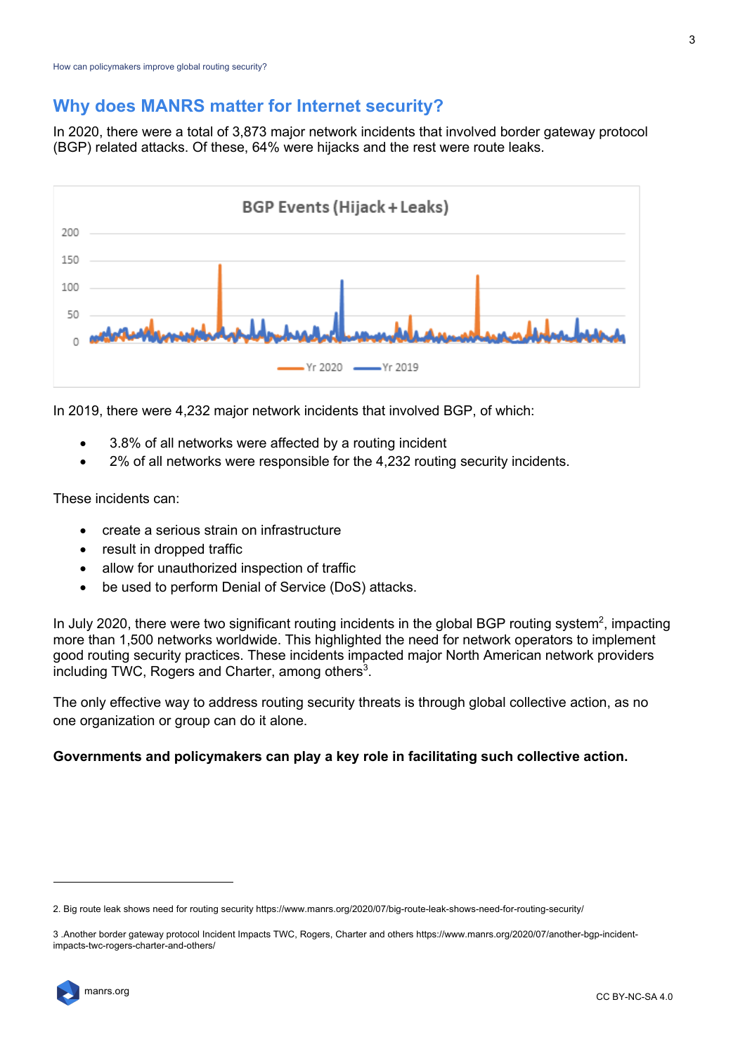## Why does MANRS matter for Internet security?

In 2020, there were a total of 3,873 major network incidents that involved border gateway protocol (BGP) related attacks. Of these, 64% were hijacks and the rest were route leaks.

In 2019, there were 4,232 major network incidents that involved BGP, of which:

- 3.8% of all networks were affected by a routing incident
- 2% of all networks were responsible for the 4,232 routing security incidents.

These incidents can:

- create a serious strain on infrastructure
- result in dropped traffic
- allow for unauthorized inspection of traffic
- be used to perform Denial of Service (DoS) attacks.

In July 2020, there were two significant routing incidents in the global BGP routing system[2], impacting more than 1,500 networks worldwide. This highlighted the need for network operators to implement good routing security practices. These incidents impacted major North American network providers including TWC, Rogers and Charter, among others[3].

The only effective way to address routing security threats is through global collective action, as no one organization or group can do it alone.

**Governments and policymakers can play a key role in facilitating such collective action.**

2. Big route leak shows need for routing security https://www.manrs.org/2020/07/big-route-leak-shows-need-for-routing-security/

3 .Another border gateway protocol Incident Impacts TWC, Rogers, Charter and others https://www.manrs.org/2020/07/another-bgp-incident-impacts-twc-rogers-charter-and-others/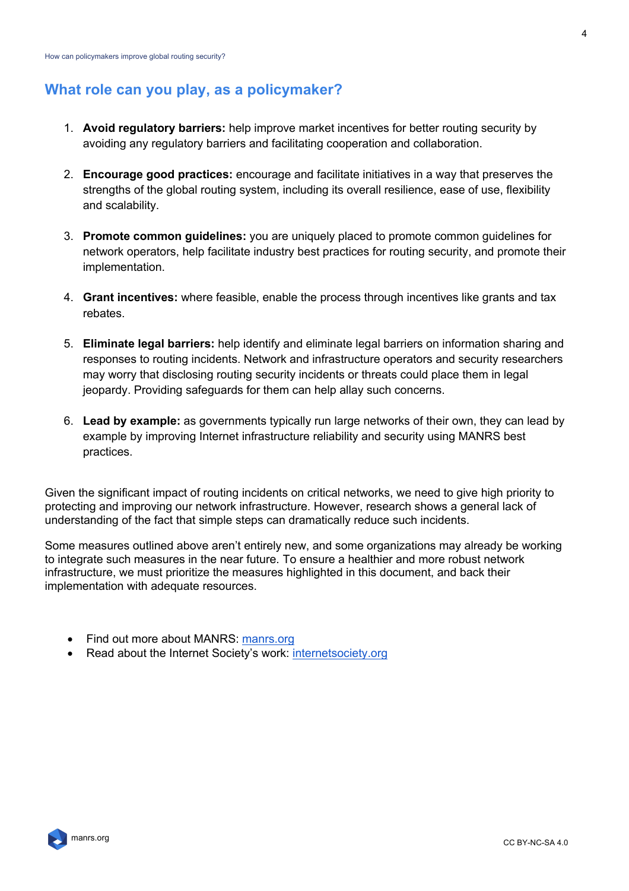## What role can you play, as a policymaker?

1. **Avoid regulatory barriers:** help improve market incentives for better routing security by avoiding any regulatory barriers and facilitating cooperation and collaboration.

2. **Encourage good practices:** encourage and facilitate initiatives in a way that preserves the strengths of the global routing system, including its overall resilience, ease of use, flexibility and scalability.

3. **Promote common guidelines:** you are uniquely placed to promote common guidelines for network operators, help facilitate industry best practices for routing security, and promote their implementation.

4. **Grant incentives:** where feasible, enable the process through incentives like grants and tax rebates.

5. **Eliminate legal barriers:** help identify and eliminate legal barriers on information sharing and responses to routing incidents. Network and infrastructure operators and security researchers may worry that disclosing routing security incidents or threats could place them in legal jeopardy. Providing safeguards for them can help allay such concerns.

6. **Lead by example:** as governments typically run large networks of their own, they can lead by example by improving Internet infrastructure reliability and security using MANRS best practices.

Given the significant impact of routing incidents on critical networks, we need to give high priority to protecting and improving our network infrastructure. However, research shows a general lack of understanding of the fact that simple steps can dramatically reduce such incidents.

Some measures outlined above aren't entirely new, and some organizations may already be working to integrate such measures in the near future. To ensure a healthier and more robust network infrastructure, we must prioritize the measures highlighted in this document, and back their implementation with adequate resources.

- Find out more about MANRS: [manrs.org](https://manrs.org)
- Read about the Internet Society's work: [internetsociety.org](https://internetsociety.org)

CC BY-NC-SA 4.0